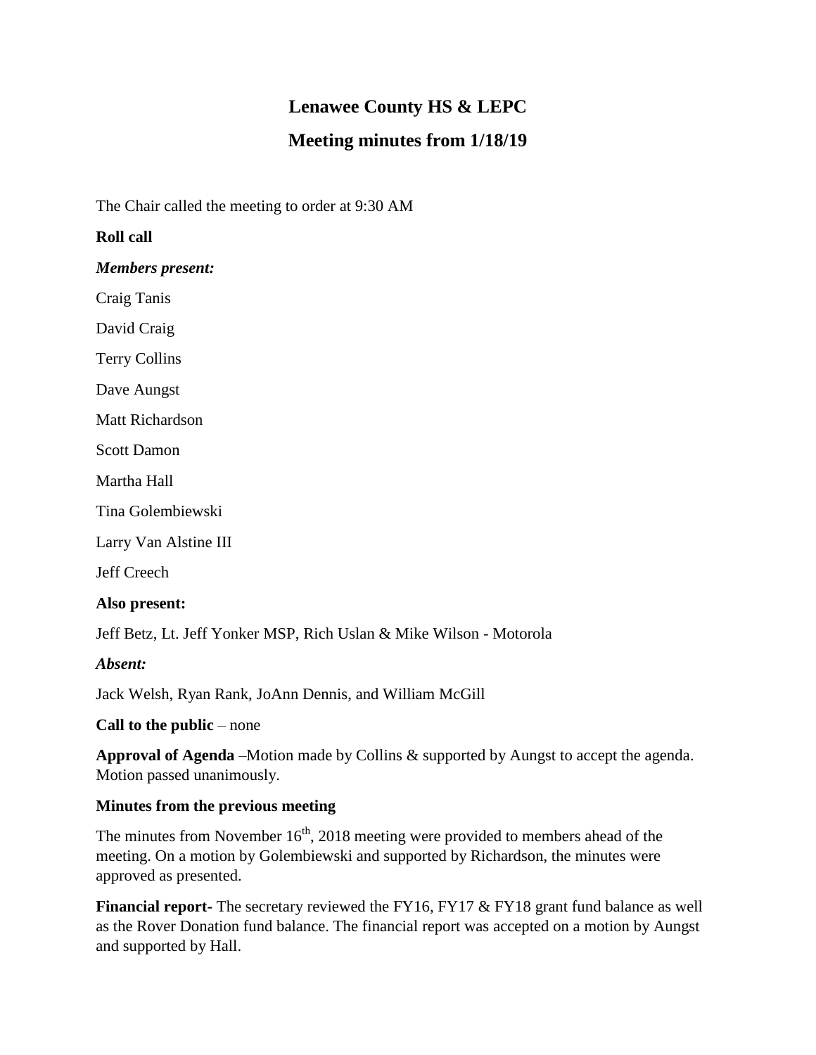# Lenawee County HS & LEPC

## Meeting minutes from 1/18/19

The Chair called the meeting to order at 9:30 AM

**Roll call**

***Members present:***

Craig Tanis

David Craig

Terry Collins

Dave Aungst

Matt Richardson

Scott Damon

Martha Hall

Tina Golembiewski

Larry Van Alstine III

Jeff Creech

**Also present:**

Jeff Betz, Lt. Jeff Yonker MSP, Rich Uslan & Mike Wilson - Motorola

***Absent:***

Jack Welsh, Ryan Rank, JoAnn Dennis, and William McGill

**Call to the public** – none

**Approval of Agenda** –Motion made by Collins & supported by Aungst to accept the agenda. Motion passed unanimously.

**Minutes from the previous meeting**

The minutes from November 16th, 2018 meeting were provided to members ahead of the meeting. On a motion by Golembiewski and supported by Richardson, the minutes were approved as presented.

**Financial report-** The secretary reviewed the FY16, FY17 & FY18 grant fund balance as well as the Rover Donation fund balance. The financial report was accepted on a motion by Aungst and supported by Hall.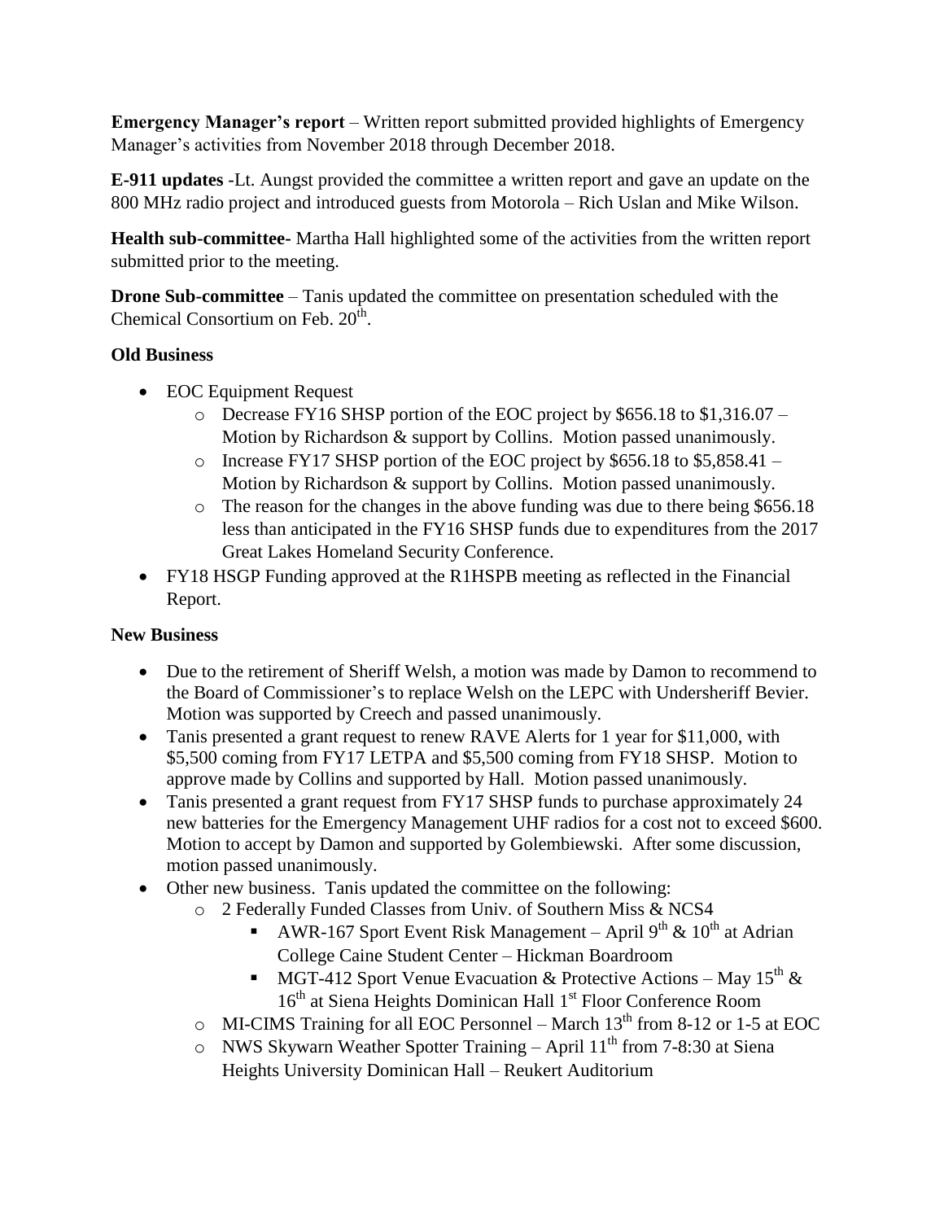**Emergency Manager's report** – Written report submitted provided highlights of Emergency Manager's activities from November 2018 through December 2018.

**E-911 updates** -Lt. Aungst provided the committee a written report and gave an update on the 800 MHz radio project and introduced guests from Motorola – Rich Uslan and Mike Wilson.

**Health sub-committee-** Martha Hall highlighted some of the activities from the written report submitted prior to the meeting.

**Drone Sub-committee** – Tanis updated the committee on presentation scheduled with the Chemical Consortium on Feb. 20th.

**Old Business**

- EOC Equipment Request
  - Decrease FY16 SHSP portion of the EOC project by $656.18 to $1,316.07 – Motion by Richardson & support by Collins. Motion passed unanimously.
  - Increase FY17 SHSP portion of the EOC project by $656.18 to $5,858.41 – Motion by Richardson & support by Collins. Motion passed unanimously.
  - The reason for the changes in the above funding was due to there being $656.18 less than anticipated in the FY16 SHSP funds due to expenditures from the 2017 Great Lakes Homeland Security Conference.
- FY18 HSGP Funding approved at the R1HSPB meeting as reflected in the Financial Report.

**New Business**

- Due to the retirement of Sheriff Welsh, a motion was made by Damon to recommend to the Board of Commissioner's to replace Welsh on the LEPC with Undersheriff Bevier. Motion was supported by Creech and passed unanimously.
- Tanis presented a grant request to renew RAVE Alerts for 1 year for $11,000, with $5,500 coming from FY17 LETPA and $5,500 coming from FY18 SHSP. Motion to approve made by Collins and supported by Hall. Motion passed unanimously.
- Tanis presented a grant request from FY17 SHSP funds to purchase approximately 24 new batteries for the Emergency Management UHF radios for a cost not to exceed $600. Motion to accept by Damon and supported by Golembiewski. After some discussion, motion passed unanimously.
- Other new business. Tanis updated the committee on the following:
  - 2 Federally Funded Classes from Univ. of Southern Miss & NCS4
    - AWR-167 Sport Event Risk Management – April 9th & 10th at Adrian College Caine Student Center – Hickman Boardroom
    - MGT-412 Sport Venue Evacuation & Protective Actions – May 15th & 16th at Siena Heights Dominican Hall 1st Floor Conference Room
  - MI-CIMS Training for all EOC Personnel – March 13th from 8-12 or 1-5 at EOC
  - NWS Skywarn Weather Spotter Training – April 11th from 7-8:30 at Siena Heights University Dominican Hall – Reukert Auditorium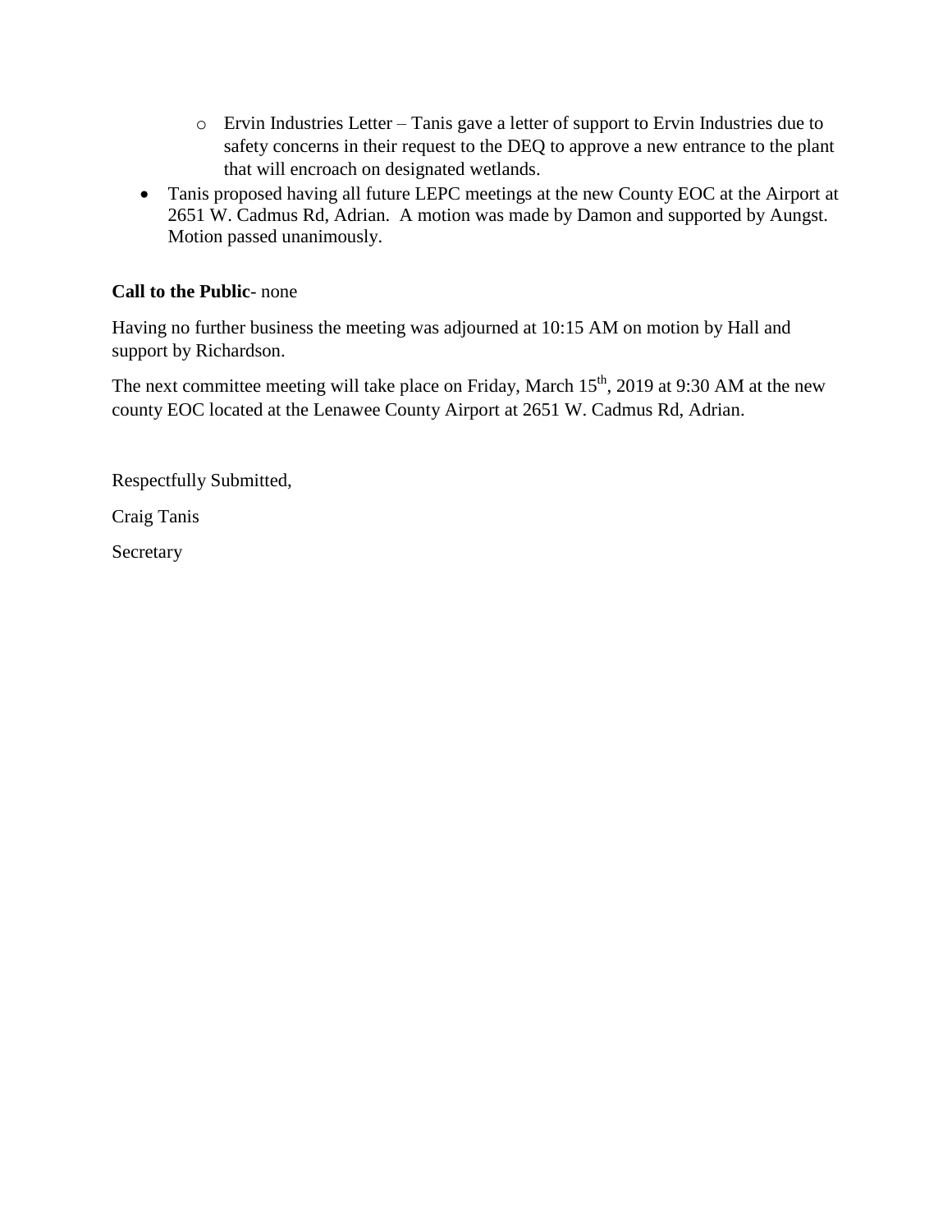- Ervin Industries Letter – Tanis gave a letter of support to Ervin Industries due to safety concerns in their request to the DEQ to approve a new entrance to the plant that will encroach on designated wetlands.
- Tanis proposed having all future LEPC meetings at the new County EOC at the Airport at 2651 W. Cadmus Rd, Adrian. A motion was made by Damon and supported by Aungst. Motion passed unanimously.

**Call to the Public**- none

Having no further business the meeting was adjourned at 10:15 AM on motion by Hall and support by Richardson.

The next committee meeting will take place on Friday, March 15th, 2019 at 9:30 AM at the new county EOC located at the Lenawee County Airport at 2651 W. Cadmus Rd, Adrian.

Respectfully Submitted,

Craig Tanis

Secretary